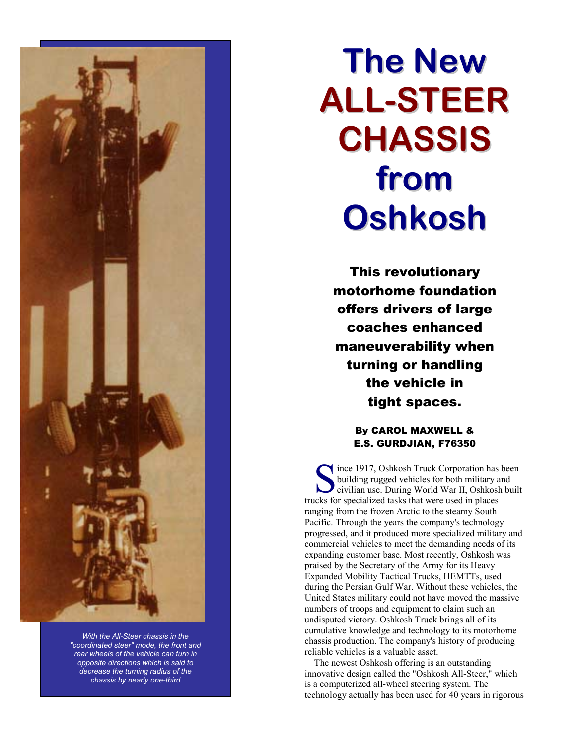# The New ALL-STEER CHASSIS from Oshkosh

**This revolutionary motorhome foundation offers drivers of large coaches enhanced maneuverability when turning or handling the vehicle in tight spaces.**

**By CAROL MAXWELL & E.S. GURDJIAN, F76350**

*With the All-Steer chassis in the "coordinated steer" mode, the front and rear wheels of the vehicle can turn in opposite directions which is said to decrease the turning radius of the chassis by nearly one-third*

Since 1917, Oshkosh Truck Corporation has been building rugged vehicles for both military and civilian use. During World War II, Oshkosh built trucks for specialized tasks that were used in places ranging from the frozen Arctic to the steamy South Pacific. Through the years the company's technology progressed, and it produced more specialized military and commercial vehicles to meet the demanding needs of its expanding customer base. Most recently, Oshkosh was praised by the Secretary of the Army for its Heavy Expanded Mobility Tactical Trucks, HEMTTs, used during the Persian Gulf War. Without these vehicles, the United States military could not have moved the massive numbers of troops and equipment to claim such an undisputed victory. Oshkosh Truck brings all of its cumulative knowledge and technology to its motorhome chassis production. The company's history of producing reliable vehicles is a valuable asset.

The newest Oshkosh offering is an outstanding innovative design called the "Oshkosh All-Steer," which is a computerized all-wheel steering system. The technology actually has been used for 40 years in rigorous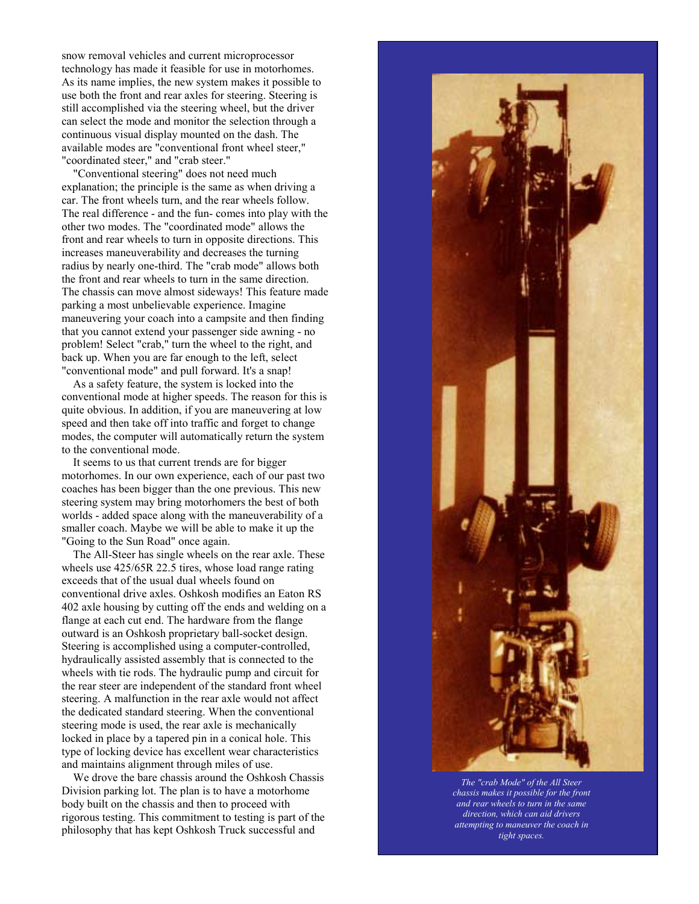snow removal vehicles and current microprocessor technology has made it feasible for use in motorhomes. As its name implies, the new system makes it possible to use both the front and rear axles for steering. Steering is still accomplished via the steering wheel, but the driver can select the mode and monitor the selection through a continuous visual display mounted on the dash. The available modes are "conventional front wheel steer," "coordinated steer," and "crab steer."

"Conventional steering" does not need much explanation; the principle is the same as when driving a car. The front wheels turn, and the rear wheels follow. The real difference - and the fun- comes into play with the other two modes. The "coordinated mode" allows the front and rear wheels to turn in opposite directions. This increases maneuverability and decreases the turning radius by nearly one-third. The "crab mode" allows both the front and rear wheels to turn in the same direction. The chassis can move almost sideways! This feature made parking a most unbelievable experience. Imagine maneuvering your coach into a campsite and then finding that you cannot extend your passenger side awning - no problem! Select "crab," turn the wheel to the right, and back up. When you are far enough to the left, select "conventional mode" and pull forward. It's a snap!

As a safety feature, the system is locked into the conventional mode at higher speeds. The reason for this is quite obvious. In addition, if you are maneuvering at low speed and then take off into traffic and forget to change modes, the computer will automatically return the system to the conventional mode.

It seems to us that current trends are for bigger motorhomes. In our own experience, each of our past two coaches has been bigger than the one previous. This new steering system may bring motorhomers the best of both worlds - added space along with the maneuverability of a smaller coach. Maybe we will be able to make it up the "Going to the Sun Road" once again.

The All-Steer has single wheels on the rear axle. These wheels use 425/65R 22.5 tires, whose load range rating exceeds that of the usual dual wheels found on conventional drive axles. Oshkosh modifies an Eaton RS 402 axle housing by cutting off the ends and welding on a flange at each cut end. The hardware from the flange outward is an Oshkosh proprietary ball-socket design. Steering is accomplished using a computer-controlled, hydraulically assisted assembly that is connected to the wheels with tie rods. The hydraulic pump and circuit for the rear steer are independent of the standard front wheel steering. A malfunction in the rear axle would not affect the dedicated standard steering. When the conventional steering mode is used, the rear axle is mechanically locked in place by a tapered pin in a conical hole. This type of locking device has excellent wear characteristics and maintains alignment through miles of use.

We drove the bare chassis around the Oshkosh Chassis Division parking lot. The plan is to have a motorhome body built on the chassis and then to proceed with rigorous testing. This commitment to testing is part of the philosophy that has kept Oshkosh Truck successful and

*The "crab Mode" of the All Steer chassis makes it possible for the front and rear wheels to turn in the same direction, which can aid drivers attempting to maneuver the coach in tight spaces.*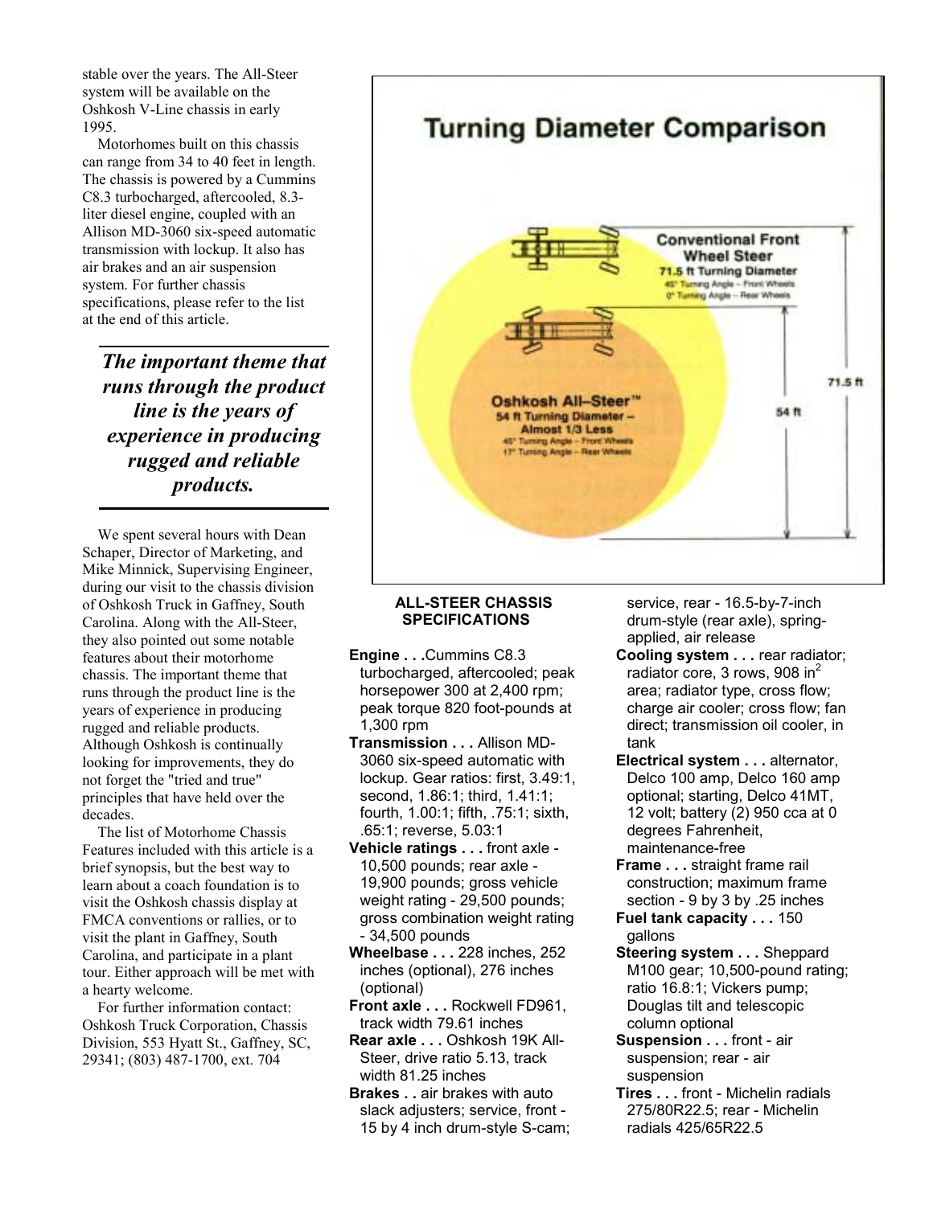stable over the years. The All-Steer system will be available on the Oshkosh V-Line chassis in early 1995.

Motorhomes built on this chassis can range from 34 to 40 feet in length. The chassis is powered by a Cummins C8.3 turbocharged, aftercooled, 8.3-liter diesel engine, coupled with an Allison MD-3060 six-speed automatic transmission with lockup. It also has air brakes and an air suspension system. For further chassis specifications, please refer to the list at the end of this article.

> ***The important theme that runs through the product line is the years of experience in producing rugged and reliable products.***

We spent several hours with Dean Schaper, Director of Marketing, and Mike Minnick, Supervising Engineer, during our visit to the chassis division of Oshkosh Truck in Gaffney, South Carolina. Along with the All-Steer, they also pointed out some notable features about their motorhome chassis. The important theme that runs through the product line is the years of experience in producing rugged and reliable products. Although Oshkosh is continually looking for improvements, they do not forget the "tried and true" principles that have held over the decades.

The list of Motorhome Chassis Features included with this article is a brief synopsis, but the best way to learn about a coach foundation is to visit the Oshkosh chassis display at FMCA conventions or rallies, or to visit the plant in Gaffney, South Carolina, and participate in a plant tour. Either approach will be met with a hearty welcome.

For further information contact: Oshkosh Truck Corporation, Chassis Division, 553 Hyatt St., Gaffney, SC, 29341; (803) 487-1700, ext. 704

**Turning Diameter Comparison**

**Conventional Front Wheel Steer** – 71.5 ft Turning Diameter; 45° Turning Angle – Front Wheels; 0° Turning Angle – Rear Wheels

**Oshkosh All–Steer™** – 54 ft Turning Diameter – Almost 1/3 Less; 45° Turning Angle – Front Wheels; 17° Turning Angle – Rear Wheels

71.5 ft | 54 ft

## ALL-STEER CHASSIS SPECIFICATIONS

**Engine . . .** Cummins C8.3 turbocharged, aftercooled; peak horsepower 300 at 2,400 rpm; peak torque 820 foot-pounds at 1,300 rpm

**Transmission . . .** Allison MD-3060 six-speed automatic with lockup. Gear ratios: first, 3.49:1, second, 1.86:1; third, 1.41:1; fourth, 1.00:1; fifth, .75:1; sixth, .65:1; reverse, 5.03:1

**Vehicle ratings . . .** front axle - 10,500 pounds; rear axle - 19,900 pounds; gross vehicle weight rating - 29,500 pounds; gross combination weight rating - 34,500 pounds

**Wheelbase . . .** 228 inches, 252 inches (optional), 276 inches (optional)

**Front axle . . .** Rockwell FD961, track width 79.61 inches

**Rear axle . . .** Oshkosh 19K All-Steer, drive ratio 5.13, track width 81.25 inches

**Brakes . .** air brakes with auto slack adjusters; service, front - 15 by 4 inch drum-style S-cam; service, rear - 16.5-by-7-inch drum-style (rear axle), spring-applied, air release

**Cooling system . . .** rear radiator; radiator core, 3 rows, 908 $in^2$ area; radiator type, cross flow; charge air cooler; cross flow; fan direct; transmission oil cooler, in tank

**Electrical system . . .** alternator, Delco 100 amp, Delco 160 amp optional; starting, Delco 41MT, 12 volt; battery (2) 950 cca at 0 degrees Fahrenheit, maintenance-free

**Frame . . .** straight frame rail construction; maximum frame section - 9 by 3 by .25 inches

**Fuel tank capacity . . .** 150 gallons

**Steering system . . .** Sheppard M100 gear; 10,500-pound rating; ratio 16.8:1; Vickers pump; Douglas tilt and telescopic column optional

**Suspension . . .** front - air suspension; rear - air suspension

**Tires . . .** front - Michelin radials 275/80R22.5; rear - Michelin radials 425/65R22.5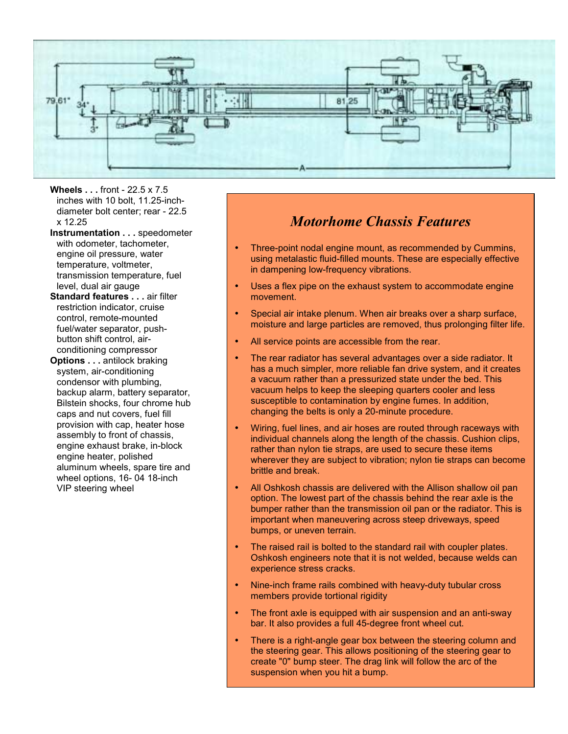79.61"
34"
3"
81.25
A

**Wheels . . .** front - 22.5 x 7.5 inches with 10 bolt, 11.25-inch-diameter bolt center; rear - 22.5 x 12.25

**Instrumentation . . .** speedometer with odometer, tachometer, engine oil pressure, water temperature, voltmeter, transmission temperature, fuel level, dual air gauge

**Standard features . . .** air filter restriction indicator, cruise control, remote-mounted fuel/water separator, push-button shift control, air-conditioning compressor

**Options . . .** antilock braking system, air-conditioning condensor with plumbing, backup alarm, battery separator, Bilstein shocks, four chrome hub caps and nut covers, fuel fill provision with cap, heater hose assembly to front of chassis, engine exhaust brake, in-block engine heater, polished aluminum wheels, spare tire and wheel options, 16- 04 18-inch VIP steering wheel

## *Motorhome Chassis Features*

- Three-point nodal engine mount, as recommended by Cummins, using metalastic fluid-filled mounts. These are especially effective in dampening low-frequency vibrations.
- Uses a flex pipe on the exhaust system to accommodate engine movement.
- Special air intake plenum. When air breaks over a sharp surface, moisture and large particles are removed, thus prolonging filter life.
- All service points are accessible from the rear.
- The rear radiator has several advantages over a side radiator. It has a much simpler, more reliable fan drive system, and it creates a vacuum rather than a pressurized state under the bed. This vacuum helps to keep the sleeping quarters cooler and less susceptible to contamination by engine fumes. In addition, changing the belts is only a 20-minute procedure.
- Wiring, fuel lines, and air hoses are routed through raceways with individual channels along the length of the chassis. Cushion clips, rather than nylon tie straps, are used to secure these items wherever they are subject to vibration; nylon tie straps can become brittle and break.
- All Oshkosh chassis are delivered with the Allison shallow oil pan option. The lowest part of the chassis behind the rear axle is the bumper rather than the transmission oil pan or the radiator. This is important when maneuvering across steep driveways, speed bumps, or uneven terrain.
- The raised rail is bolted to the standard rail with coupler plates. Oshkosh engineers note that it is not welded, because welds can experience stress cracks.
- Nine-inch frame rails combined with heavy-duty tubular cross members provide tortional rigidity
- The front axle is equipped with air suspension and an anti-sway bar. It also provides a full 45-degree front wheel cut.
- There is a right-angle gear box between the steering column and the steering gear. This allows positioning of the steering gear to create "0" bump steer. The drag link will follow the arc of the suspension when you hit a bump.